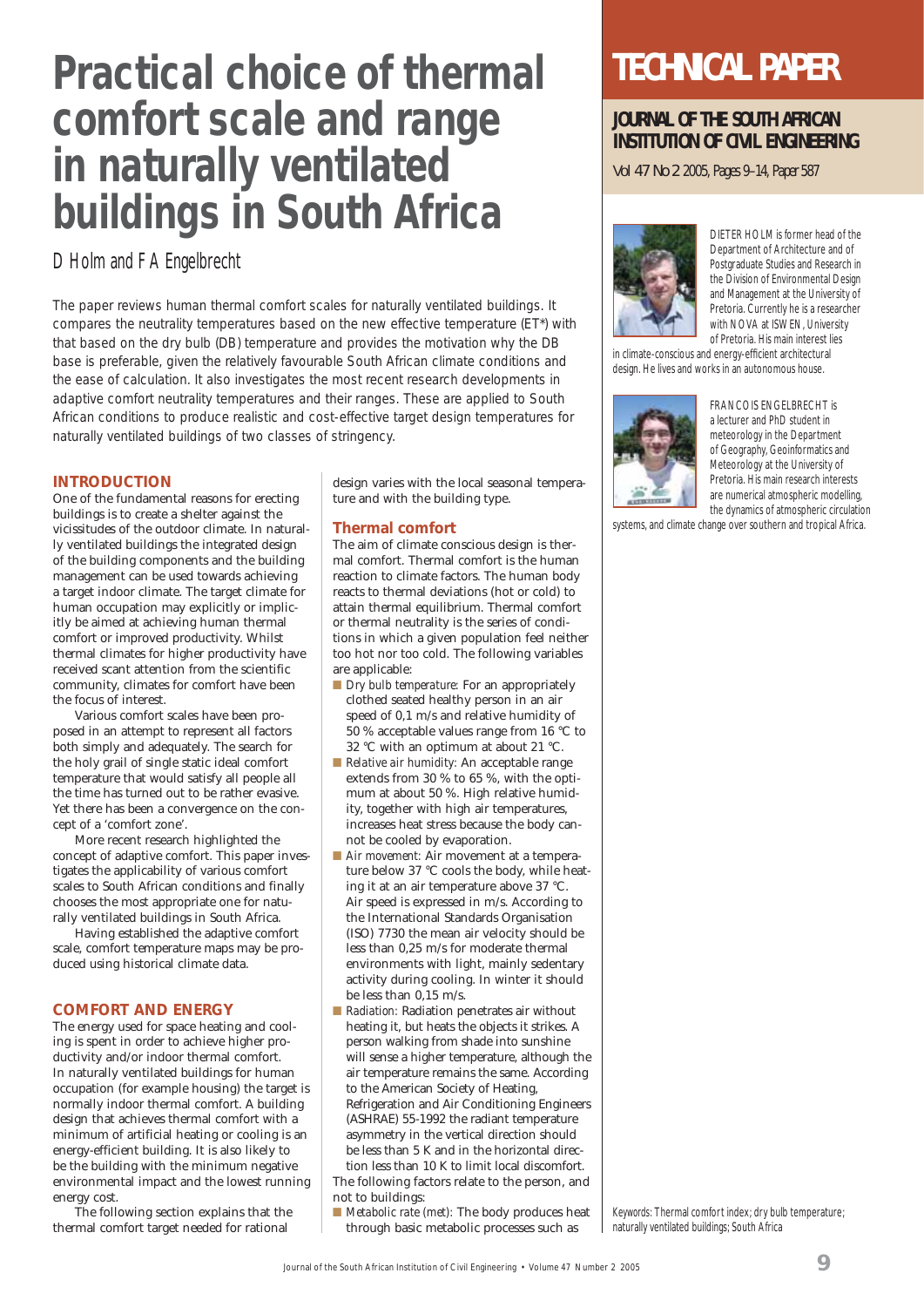# Practical choice of thermal comfort scale and range in naturally ventilated buildings in South Africa

TECHNICAL PAPER

JOURNAL OF THE SOUTH AFRICAN INSTITUTION OF CIVIL ENGINEERING

Vol 47 No 2 2005, Pages 9–14, Paper 587

D Holm and F A Engelbrecht

The paper reviews human thermal comfort scales for naturally ventilated buildings. It compares the neutrality temperatures based on the new effective temperature (ET*) with that based on the dry bulb (DB) temperature and provides the motivation why the DB base is preferable, given the relatively favourable South African climate conditions and the ease of calculation. It also investigates the most recent research developments in adaptive comfort neutrality temperatures and their ranges. These are applied to South African conditions to produce realistic and cost-effective target design temperatures for naturally ventilated buildings of two classes of stringency.

DIETER HOLM is former head of the Department of Architecture and of Postgraduate Studies and Research in the Division of Environmental Design and Management at the University of Pretoria. Currently he is a researcher with NOVA at ISWEN, University of Pretoria. His main interest lies in climate-conscious and energy-efficient architectural design. He lives and works in an autonomous house.

FRANCOIS ENGELBRECHT is a lecturer and PhD student in meteorology in the Department of Geography, Geoinformatics and Meteorology at the University of Pretoria. His main research interests are numerical atmospheric modelling, the dynamics of atmospheric circulation systems, and climate change over southern and tropical Africa.

## INTRODUCTION

One of the fundamental reasons for erecting buildings is to create a shelter against the vicissitudes of the outdoor climate. In naturally ventilated buildings the integrated design of the building components and the building management can be used towards achieving a target indoor climate. The target climate for human occupation may explicitly or implicitly be aimed at achieving human thermal comfort or improved productivity. Whilst thermal climates for higher productivity have received scant attention from the scientific community, climates for comfort have been the focus of interest.

Various comfort scales have been proposed in an attempt to represent all factors both simply and adequately. The search for the holy grail of single static ideal comfort temperature that would satisfy all people all the time has turned out to be rather evasive. Yet there has been a convergence on the concept of a 'comfort zone'.

More recent research highlighted the concept of adaptive comfort. This paper investigates the applicability of various comfort scales to South African conditions and finally chooses the most appropriate one for naturally ventilated buildings in South Africa.

Having established the adaptive comfort scale, comfort temperature maps may be produced using historical climate data.

## COMFORT AND ENERGY

The energy used for space heating and cooling is spent in order to achieve higher productivity and/or indoor thermal comfort. In naturally ventilated buildings for human occupation (for example housing) the target is normally indoor thermal comfort. A building design that achieves thermal comfort with a minimum of artificial heating or cooling is an energy-efficient building. It is also likely to be the building with the minimum negative environmental impact and the lowest running energy cost.

The following section explains that the thermal comfort target needed for rational design varies with the local seasonal temperature and with the building type.

### Thermal comfort

The aim of climate conscious design is thermal comfort. Thermal comfort is the human reaction to climate factors. The human body reacts to thermal deviations (hot or cold) to attain thermal equilibrium. Thermal comfort or thermal neutrality is the series of conditions in which a given population feel neither too hot nor too cold. The following variables are applicable:

- *Dry bulb temperature:* For an appropriately clothed seated healthy person in an air speed of 0,1 m/s and relative humidity of 50 % acceptable values range from 16 °C to 32 °C with an optimum at about 21 °C.
- *Relative air humidity:* An acceptable range extends from 30 % to 65 %, with the optimum at about 50 %. High relative humidity, together with high air temperatures, increases heat stress because the body cannot be cooled by evaporation.
- *Air movement:* Air movement at a temperature below 37 °C cools the body, while heating it at an air temperature above 37 °C. Air speed is expressed in m/s. According to the International Standards Organisation (ISO) 7730 the mean air velocity should be less than 0,25 m/s for moderate thermal environments with light, mainly sedentary activity during cooling. In winter it should be less than 0,15 m/s.
- *Radiation:* Radiation penetrates air without heating it, but heats the objects it strikes. A person walking from shade into sunshine will sense a higher temperature, although the air temperature remains the same. According to the American Society of Heating, Refrigeration and Air Conditioning Engineers (ASHRAE) 55-1992 the radiant temperature asymmetry in the vertical direction should be less than 5 K and in the horizontal direction less than 10 K to limit local discomfort.

The following factors relate to the person, and not to buildings:

- *Metabolic rate (met):* The body produces heat through basic metabolic processes such as

Keywords: Thermal comfort index; dry bulb temperature; naturally ventilated buildings; South Africa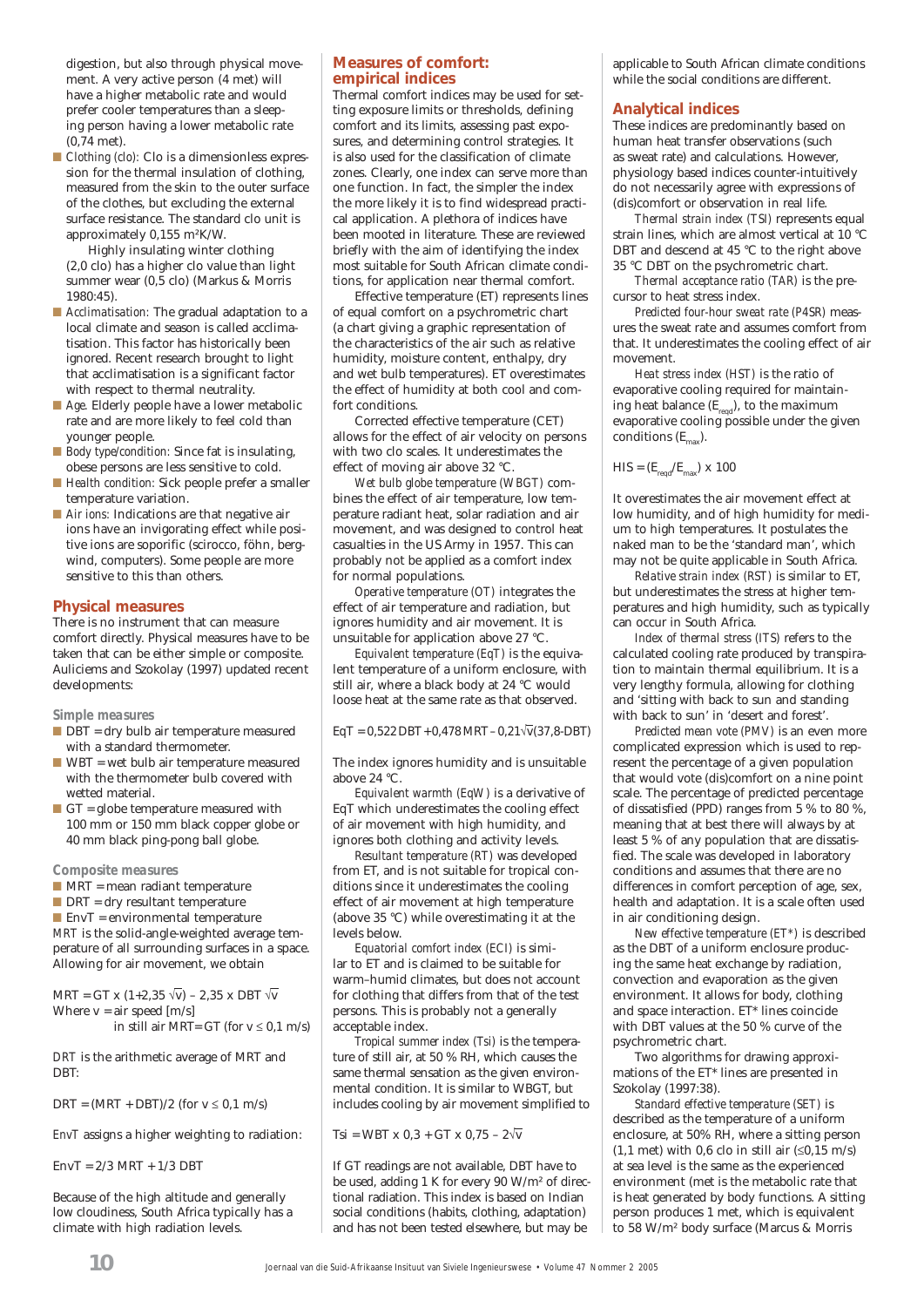digestion, but also through physical movement. A very active person (4 met) will have a higher metabolic rate and would prefer cooler temperatures than a sleeping person having a lower metabolic rate (0,74 met).

- *Clothing (clo):* Clo is a dimensionless expression for the thermal insulation of clothing, measured from the skin to the outer surface of the clothes, but excluding the external surface resistance. The standard clo unit is approximately 0,155 $m^2K/W$.

  Highly insulating winter clothing (2,0 clo) has a higher clo value than light summer wear (0,5 clo) (Markus & Morris 1980:45).
- *Acclimatisation:* The gradual adaptation to a local climate and season is called acclimatisation. This factor has historically been ignored. Recent research brought to light that acclimatisation is a significant factor with respect to thermal neutrality.
- *Age.* Elderly people have a lower metabolic rate and are more likely to feel cold than younger people.
- *Body type/condition:* Since fat is insulating, obese persons are less sensitive to cold.
- *Health condition:* Sick people prefer a smaller temperature variation.
- *Air ions:* Indications are that negative air ions have an invigorating effect while positive ions are soporific (scirocco, föhn, bergwind, computers). Some people are more sensitive to this than others.

## Physical measures

There is no instrument that can measure comfort directly. Physical measures have to be taken that can be either simple or composite. Auliciems and Szokolay (1997) updated recent developments:

### Simple measures

- DBT = dry bulb air temperature measured with a standard thermometer.
- WBT = wet bulb air temperature measured with the thermometer bulb covered with wetted material.
- GT = globe temperature measured with 100 mm or 150 mm black copper globe or 40 mm black ping-pong ball globe.

### Composite measures

- MRT = mean radiant temperature
- DRT = dry resultant temperature
- EnvT = environmental temperature

*MRT* is the solid-angle-weighted average temperature of all surrounding surfaces in a space. Allowing for air movement, we obtain

$$MRT = GT \times (1+2,35\sqrt{v}) - 2,35 \times DBT\sqrt{v}$$

Where v = air speed [m/s]
in still air MRT= GT (for $v \leq 0,1$ m/s)

*DRT* is the arithmetic average of MRT and DBT:

$$DRT = (MRT + DBT)/2 \text{ (for } v \leq 0,1 \text{ m/s)}$$

*EnvT* assigns a higher weighting to radiation:

$$EnvT = 2/3\ MRT + 1/3\ DBT$$

Because of the high altitude and generally low cloudiness, South Africa typically has a climate with high radiation levels.

## Measures of comfort: empirical indices

Thermal comfort indices may be used for setting exposure limits or thresholds, defining comfort and its limits, assessing past exposures, and determining control strategies. It is also used for the classification of climate zones. Clearly, one index can serve more than one function. In fact, the simpler the index the more likely it is to find widespread practical application. A plethora of indices have been mooted in literature. These are reviewed briefly with the aim of identifying the index most suitable for South African climate conditions, for application near thermal comfort.

Effective temperature (ET) represents lines of equal comfort on a psychrometric chart (a chart giving a graphic representation of the characteristics of the air such as relative humidity, moisture content, enthalpy, dry and wet bulb temperatures). ET overestimates the effect of humidity at both cool and comfort conditions.

Corrected effective temperature (CET) allows for the effect of air velocity on persons with two clo scales. It underestimates the effect of moving air above 32 °C.

*Wet bulb globe temperature (WBGT)* combines the effect of air temperature, low temperature radiant heat, solar radiation and air movement, and was designed to control heat casualties in the US Army in 1957. This can probably not be applied as a comfort index for normal populations.

*Operative temperature (OT)* integrates the effect of air temperature and radiation, but ignores humidity and air movement. It is unsuitable for application above 27 °C.

*Equivalent temperature (EqT)* is the equivalent temperature of a uniform enclosure, with still air, where a black body at 24 °C would loose heat at the same rate as that observed.

$$EqT = 0,522\,DBT + 0,478\,MRT - 0,21\sqrt{v}(37,8\text{-}DBT)$$

The index ignores humidity and is unsuitable above 24 °C.

*Equivalent warmth (EqW)* is a derivative of EqT which underestimates the cooling effect of air movement with high humidity, and ignores both clothing and activity levels.

*Resultant temperature (RT)* was developed from ET, and is not suitable for tropical conditions since it underestimates the cooling effect of air movement at high temperature (above 35 °C) while overestimating it at the levels below.

*Equatorial comfort index (ECI)* is similar to ET and is claimed to be suitable for warm–humid climates, but does not account for clothing that differs from that of the test persons. This is probably not a generally acceptable index.

*Tropical summer index (Tsi)* is the temperature of still air, at 50 % RH, which causes the same thermal sensation as the given environmental condition. It is similar to WBGT, but includes cooling by air movement simplified to

$$Tsi = WBT \times 0,3 + GT \times 0,75 - 2\sqrt{v}$$

If GT readings are not available, DBT have to be used, adding 1 K for every 90 $W/m^2$ of directional radiation. This index is based on Indian social conditions (habits, clothing, adaptation) and has not been tested elsewhere, but may be applicable to South African climate conditions while the social conditions are different.

## Analytical indices

These indices are predominantly based on human heat transfer observations (such as sweat rate) and calculations. However, physiology based indices counter-intuitively do not necessarily agree with expressions of (dis)comfort or observation in real life.

*Thermal strain index (TSI)* represents equal strain lines, which are almost vertical at 10 °C DBT and descend at 45 °C to the right above 35 °C DBT on the psychrometric chart.

*Thermal acceptance ratio (TAR)* is the precursor to heat stress index.

*Predicted four-hour sweat rate (P4SR)* measures the sweat rate and assumes comfort from that. It underestimates the cooling effect of air movement.

*Heat stress index (HST)* is the ratio of evaporative cooling required for maintaining heat balance ($E_{reqd}$), to the maximum evaporative cooling possible under the given conditions ($E_{max}$).

$$HIS = (E_{reqd}/E_{max}) \times 100$$

It overestimates the air movement effect at low humidity, and of high humidity for medium to high temperatures. It postulates the naked man to be the 'standard man', which may not be quite applicable in South Africa.

*Relative strain index (RST)* is similar to ET, but underestimates the stress at higher temperatures and high humidity, such as typically can occur in South Africa.

*Index of thermal stress (ITS)* refers to the calculated cooling rate produced by transpiration to maintain thermal equilibrium. It is a very lengthy formula, allowing for clothing and 'sitting with back to sun and standing with back to sun' in 'desert and forest'.

*Predicted mean vote (PMV)* is an even more complicated expression which is used to represent the percentage of a given population that would vote (dis)comfort on a nine point scale. The percentage of predicted percentage of dissatisfied (PPD) ranges from 5 % to 80 %, meaning that at best there will always by at least 5 % of any population that are dissatisfied. The scale was developed in laboratory conditions and assumes that there are no differences in comfort perception of age, sex, health and adaptation. It is a scale often used in air conditioning design.

*New effective temperature (ET\*)* is described as the DBT of a uniform enclosure producing the same heat exchange by radiation, convection and evaporation as the given environment. It allows for body, clothing and space interaction. ET* lines coincide with DBT values at the 50 % curve of the psychrometric chart.

Two algorithms for drawing approximations of the ET* lines are presented in Szokolay (1997:38).

*Standard effective temperature (SET)* is described as the temperature of a uniform enclosure, at 50% RH, where a sitting person (1,1 met) with 0,6 clo in still air ($\leq$0,15 m/s) at sea level is the same as the experienced environment (met is the metabolic rate that is heat generated by body functions. A sitting person produces 1 met, which is equivalent to 58 $W/m^2$ body surface (Marcus & Morris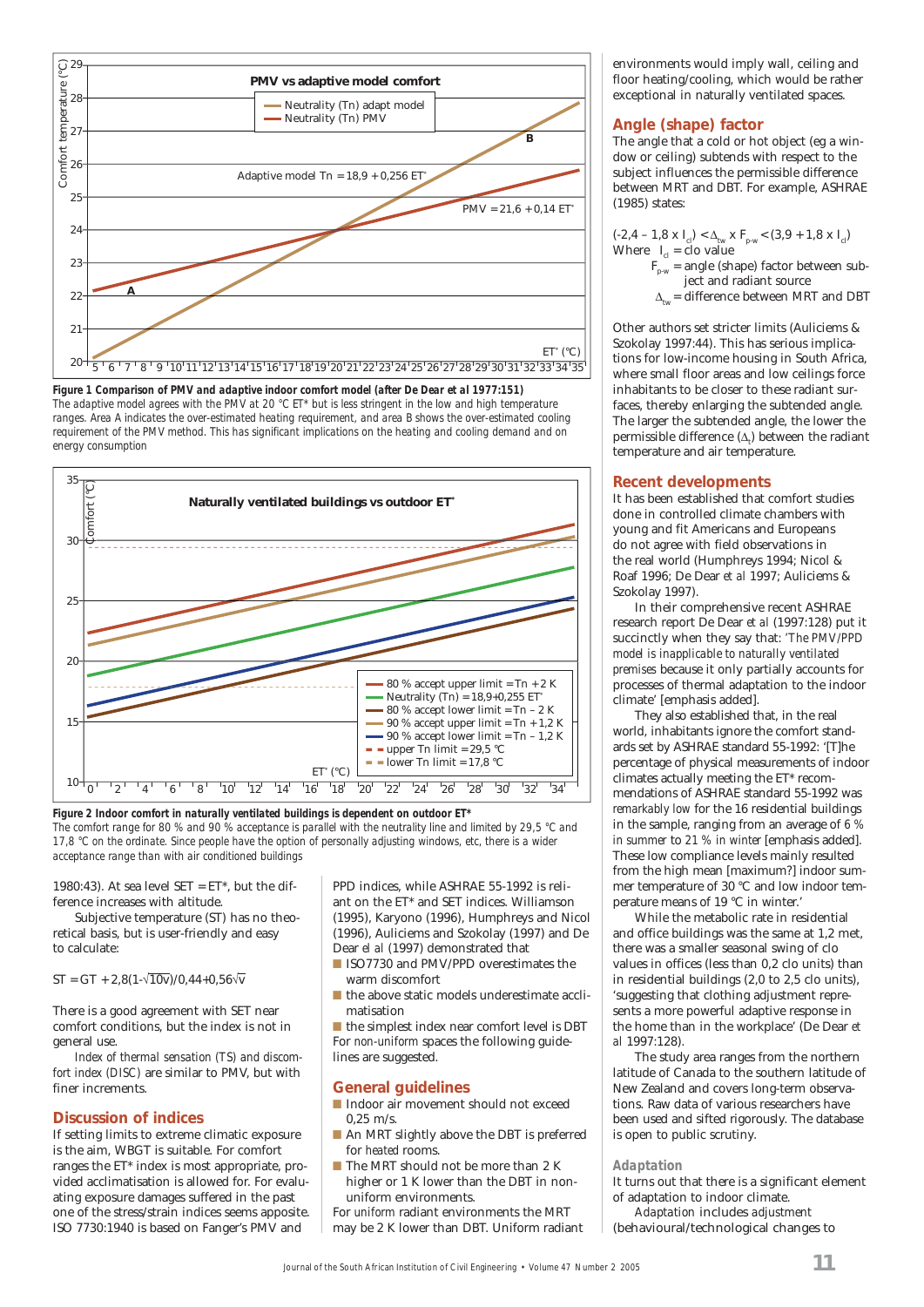Figure 1 Comparison of PMV and adaptive indoor comfort model (after De Dear et al 1977:151)
The adaptive model agrees with the PMV at 20 °C ET* but is less stringent in the low and high temperature ranges. Area A indicates the over-estimated heating requirement, and area B shows the over-estimated cooling requirement of the PMV method. This has significant implications on the heating and cooling demand and on energy consumption

Figure 2 Indoor comfort in naturally ventilated buildings is dependent on outdoor ET*
The comfort range for 80 % and 90 % acceptance is parallel with the neutrality line and limited by 29,5 °C and 17,8 °C on the ordinate. Since people have the option of personally adjusting windows, etc, there is a wider acceptance range than with air conditioned buildings

1980:43). At sea level SET = ET*, but the difference increases with altitude.

Subjective temperature (ST) has no theoretical basis, but is user-friendly and easy to calculate:

$$ST = GT + 2{,}8(1-\sqrt{10v})/0{,}44+0{,}56\sqrt{v}$$

There is a good agreement with SET near comfort conditions, but the index is not in general use.

*Index of thermal sensation* (TS) and *discomfort index* (DISC) are similar to PMV, but with finer increments.

## Discussion of indices

If setting limits to extreme climatic exposure is the aim, WBGT is suitable. For comfort ranges the ET* index is most appropriate, provided acclimatisation is allowed for. For evaluating exposure damages suffered in the past one of the stress/strain indices seems apposite. ISO 7730:1940 is based on Fanger's PMV and PPD indices, while ASHRAE 55-1992 is reliant on the ET* and SET indices. Williamson (1995), Karyono (1996), Humphreys and Nicol (1996), Auliciems and Szokolay (1997) and De Dear *et al* (1997) demonstrated that

- ISO7730 and PMV/PPD overestimates the warm discomfort
- the above static models underestimate acclimatisation
- the simplest index near comfort level is DBT

For *non-uniform* spaces the following guidelines are suggested.

## General guidelines

- Indoor air movement should not exceed 0,25 m/s.
- An MRT slightly above the DBT is preferred for *heated* rooms.
- The MRT should not be more than 2 K higher or 1 K lower than the DBT in non-uniform environments.

For *uniform* radiant environments the MRT may be 2 K lower than DBT. Uniform radiant environments would imply wall, ceiling and floor heating/cooling, which would be rather exceptional in naturally ventilated spaces.

## Angle (shape) factor

The angle that a cold or hot object (eg a window or ceiling) subtends with respect to the subject influences the permissible difference between MRT and DBT. For example, ASHRAE (1985) states:

$$(-2{,}4 - 1{,}8 \times I_{cl}) < \Delta_{tw} \times F_{p\text{-}w} < (3{,}9 + 1{,}8 \times I_{cl})$$

Where $I_{cl}$ = clo value
$F_{p\text{-}w}$ = angle (shape) factor between subject and radiant source
$\Delta_{tw}$ = difference between MRT and DBT

Other authors set stricter limits (Auliciems & Szokolay 1997:44). This has serious implications for low-income housing in South Africa, where small floor areas and low ceilings force inhabitants to be closer to these radiant surfaces, thereby enlarging the subtended angle. The larger the subtended angle, the lower the permissible difference ($\Delta_t$) between the radiant temperature and air temperature.

## Recent developments

It has been established that comfort studies done in controlled climate chambers with young and fit Americans and Europeans do not agree with field observations in the real world (Humphreys 1994; Nicol & Roaf 1996; De Dear *et al* 1997; Auliciems & Szokolay 1997).

In their comprehensive recent ASHRAE research report De Dear *et al* (1997:128) put it succinctly when they say that: '*The PMV/PPD model is inapplicable to naturally ventilated premises* because it only partially accounts for processes of thermal adaptation to the indoor climate' [emphasis added].

They also established that, in the real world, inhabitants ignore the comfort standards set by ASHRAE standard 55-1992: '[T]he percentage of physical measurements of indoor climates actually meeting the ET* recommendations of ASHRAE standard 55-1992 was *remarkably low* for the 16 residential buildings in the sample, ranging from an average of *6 % in summer* to *21 % in winter* [emphasis added]. These low compliance levels mainly resulted from the high mean [maximum?] indoor summer temperature of 30 °C and low indoor temperature means of 19 °C in winter.'

While the metabolic rate in residential and office buildings was the same at 1,2 met, there was a smaller seasonal swing of clo values in offices (less than 0,2 clo units) than in residential buildings (2,0 to 2,5 clo units), 'suggesting that clothing adjustment represents a more powerful adaptive response in the home than in the workplace' (De Dear *et al* 1997:128).

The study area ranges from the northern latitude of Canada to the southern latitude of New Zealand and covers long-term observations. Raw data of various researchers have been used and sifted rigorously. The database is open to public scrutiny.

### Adaptation

It turns out that there is a significant element of adaptation to indoor climate.

*Adaptation* includes *adjustment* (behavioural/technological changes to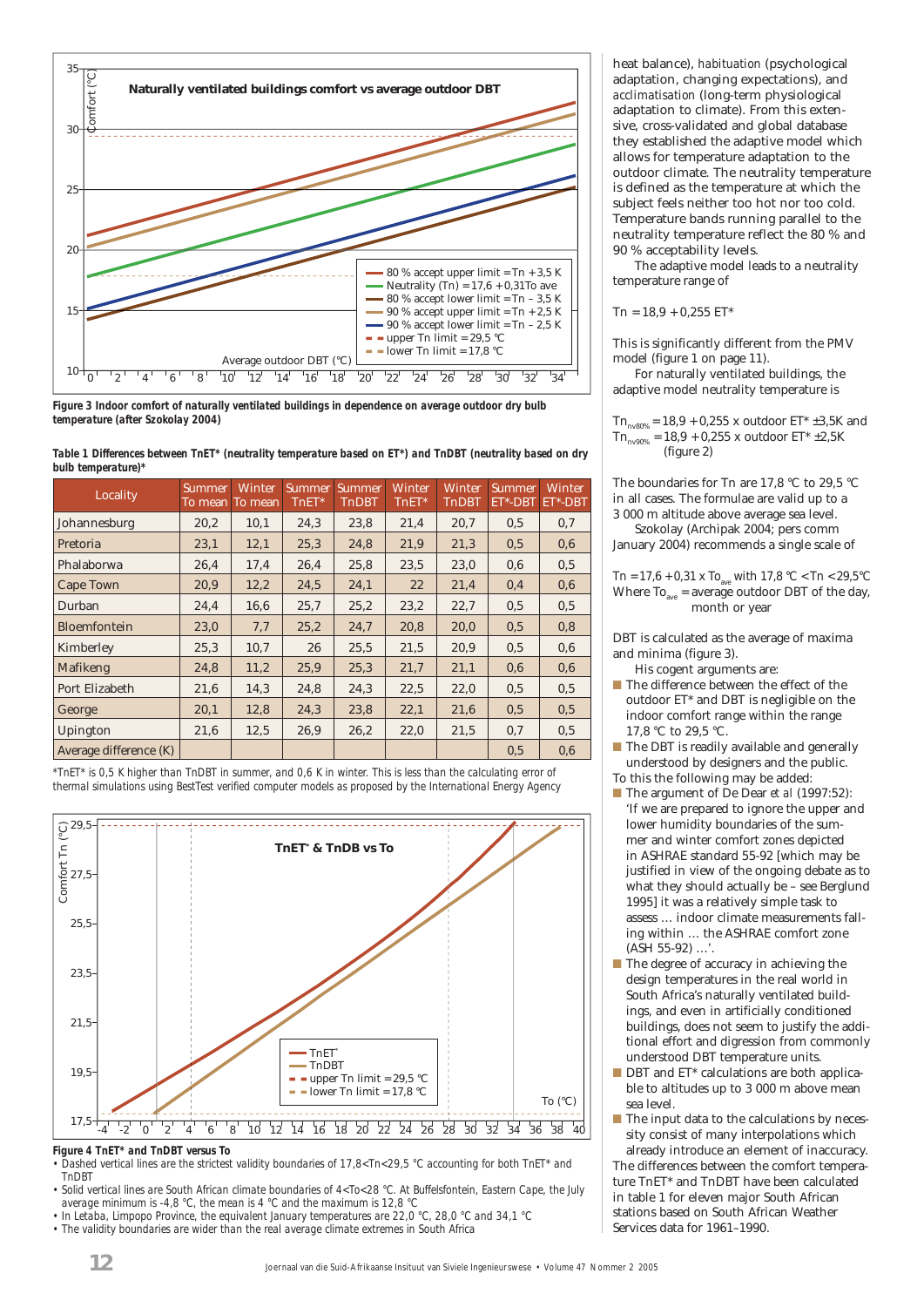**Figure 3 Indoor comfort of naturally ventilated buildings in dependence on average outdoor dry bulb temperature (after Szokolay 2004)**

**Table 1 Differences between TnET* (neutrality temperature based on ET*) and TnDBT (neutrality based on dry bulb temperature)***

| Locality | Summer To mean | Winter To mean | Summer TnET* | Summer TnDBT | Winter TnET* | Winter TnDBT | Summer ET*-DBT | Winter ET*-DBT |
|---|---|---|---|---|---|---|---|---|
| Johannesburg | 20,2 | 10,1 | 24,3 | 23,8 | 21,4 | 20,7 | 0,5 | 0,7 |
| Pretoria | 23,1 | 12,1 | 25,3 | 24,8 | 21,9 | 21,3 | 0,5 | 0,6 |
| Phalaborwa | 26,4 | 17,4 | 26,4 | 25,8 | 23,5 | 23,0 | 0,6 | 0,5 |
| Cape Town | 20,9 | 12,2 | 24,5 | 24,1 | 22 | 21,4 | 0,4 | 0,6 |
| Durban | 24,4 | 16,6 | 25,7 | 25,2 | 23,2 | 22,7 | 0,5 | 0,5 |
| Bloemfontein | 23,0 | 7,7 | 25,2 | 24,7 | 20,8 | 20,0 | 0,5 | 0,8 |
| Kimberley | 25,3 | 10,7 | 26 | 25,5 | 21,5 | 20,9 | 0,5 | 0,6 |
| Mafikeng | 24,8 | 11,2 | 25,9 | 25,3 | 21,7 | 21,1 | 0,6 | 0,6 |
| Port Elizabeth | 21,6 | 14,3 | 24,8 | 24,3 | 22,5 | 22,0 | 0,5 | 0,5 |
| George | 20,1 | 12,8 | 24,3 | 23,8 | 22,1 | 21,6 | 0,5 | 0,5 |
| Upington | 21,6 | 12,5 | 26,9 | 26,2 | 22,0 | 21,5 | 0,7 | 0,5 |
| Average difference (K) | | | | | | | 0,5 | 0,6 |

*TnET* is 0,5 K higher than TnDBT in summer, and 0,6 K in winter. This is less than the calculating error of thermal simulations using BestTest verified computer models as proposed by the International Energy Agency

**Figure 4 TnET* and TnDBT versus To**

- Dashed vertical lines are the strictest validity boundaries of 17,8<Tn<29,5 °C accounting for both TnET* and TnDBT
- Solid vertical lines are South African climate boundaries of 4<To<28 °C. At Buffelsfontein, Eastern Cape, the July average minimum is -4,8 °C, the mean is 4 °C and the maximum is 12,8 °C
- In Letaba, Limpopo Province, the equivalent January temperatures are 22,0 °C, 28,0 °C and 34,1 °C
- The validity boundaries are wider than the real average climate extremes in South Africa

heat balance), *habituation* (psychological adaptation, changing expectations), and *acclimatisation* (long-term physiological adaptation to climate). From this extensive, cross-validated and global database they established the adaptive model which allows for temperature adaptation to the outdoor climate. The neutrality temperature is defined as the temperature at which the subject feels neither too hot nor too cold. Temperature bands running parallel to the neutrality temperature reflect the 80 % and 90 % acceptability levels.

The adaptive model leads to a neutrality temperature range of

$$Tn = 18,9 + 0,255\ ET^*$$

This is significantly different from the PMV model (figure 1 on page 11).

For naturally ventilated buildings, the adaptive model neutrality temperature is

$Tn_{nv80\%} = 18,9 + 0,255 \times$ outdoor $ET^* \pm 3,5K$ and
$Tn_{nv90\%} = 18,9 + 0,255 \times$ outdoor $ET^* \pm 2,5K$ (figure 2)

The boundaries for Tn are 17,8 °C to 29,5 °C in all cases. The formulae are valid up to a 3 000 m altitude above average sea level.

Szokolay (Archipak 2004; pers comm January 2004) recommends a single scale of

$Tn = 17,6 + 0,31 \times To_{ave}$ with 17,8 °C < Tn < 29,5°C
Where $To_{ave}$ = average outdoor DBT of the day, month or year

DBT is calculated as the average of maxima and minima (figure 3).

His cogent arguments are:

- The difference between the effect of the outdoor ET* and DBT is negligible on the indoor comfort range within the range 17,8 °C to 29,5 °C.
- The DBT is readily available and generally understood by designers and the public.

To this the following may be added:

- The argument of De Dear *et al* (1997:52): 'If we are prepared to ignore the upper and lower humidity boundaries of the summer and winter comfort zones depicted in ASHRAE standard 55-92 [which may be justified in view of the ongoing debate as to what they should actually be – see Berglund 1995] it was a relatively simple task to assess … indoor climate measurements falling within … the ASHRAE comfort zone (ASH 55-92) …'.
- The degree of accuracy in achieving the design temperatures in the real world in South Africa's naturally ventilated buildings, and even in artificially conditioned buildings, does not seem to justify the additional effort and digression from commonly understood DBT temperature units.
- DBT and ET* calculations are both applicable to altitudes up to 3 000 m above mean sea level.
- The input data to the calculations by necessity consist of many interpolations which already introduce an element of inaccuracy.

The differences between the comfort temperature TnET* and TnDBT have been calculated in table 1 for eleven major South African stations based on South African Weather Services data for 1961–1990.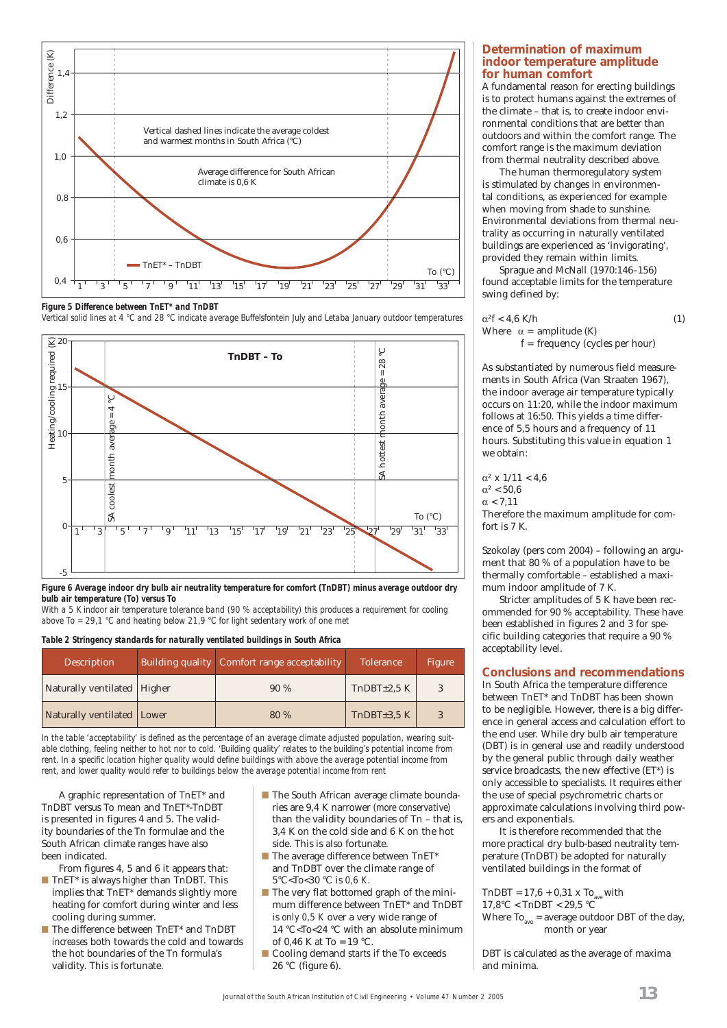Figure 5 Difference between TnET* and TnDBT

Vertical solid lines at 4 °C and 28 °C indicate average Buffelsfontein July and Letaba January outdoor temperatures

Figure 6 Average indoor dry bulb air neutrality temperature for comfort (TnDBT) minus average outdoor dry bulb air temperature (To) versus To

With a 5 K indoor air temperature tolerance band (90 % acceptability) this produces a requirement for cooling above To = 29,1 °C and heating below 21,9 °C for light sedentary work of one met

**Table 2 Stringency standards for naturally ventilated buildings in South Africa**

| Description | Building quality | Comfort range acceptability | Tolerance | Figure |
|---|---|---|---|---|
| Naturally ventilated | Higher | 90 % | TnDBT±2,5 K | 3 |
| Naturally ventilated | Lower | 80 % | TnDBT±3,5 K | 3 |

In the table 'acceptability' is defined as the percentage of an average climate adjusted population, wearing suitable clothing, feeling neither to hot nor to cold. 'Building quality' relates to the building's potential income from rent. In a specific location higher quality would define buildings with above the average potential income from rent, and lower quality would refer to buildings below the average potential income from rent

A graphic representation of TnET* and TnDBT versus To mean and TnET*-TnDBT is presented in figures 4 and 5. The validity boundaries of the Tn formulae and the South African climate ranges have also been indicated.

From figures 4, 5 and 6 it appears that:

- TnET* is always higher than TnDBT. This implies that TnET* demands slightly more heating for comfort during winter and less cooling during summer.
- The difference between TnET* and TnDBT increases both towards the cold and towards the hot boundaries of the Tn formula's validity. This is fortunate.
- The South African average climate boundaries are 9,4 K narrower (more conservative) than the validity boundaries of Tn – that is, 3,4 K on the cold side and 6 K on the hot side. This is also fortunate.
- The average difference between TnET* and TnDBT over the climate range of 5°C<To<30 °C is 0,6 K.
- The very flat bottomed graph of the minimum difference between TnET* and TnDBT is only 0,5 K over a very wide range of 14 °C<To<24 °C with an absolute minimum of 0,46 K at To = 19 °C.
- Cooling demand starts if the To exceeds 26 °C (figure 6).

## Determination of maximum indoor temperature amplitude for human comfort

A fundamental reason for erecting buildings is to protect humans against the extremes of the climate – that is, to create indoor environmental conditions that are better than outdoors and within the comfort range. The comfort range is the maximum deviation from thermal neutrality described above.

The human thermoregulatory system is stimulated by changes in environmental conditions, as experienced for example when moving from shade to sunshine. Environmental deviations from thermal neutrality as occurring in naturally ventilated buildings are experienced as 'invigorating', provided they remain within limits.

Sprague and McNall (1970:146–156) found acceptable limits for the temperature swing defined by:

$$\alpha^2 f < 4{,}6 \text{ K/h} \qquad (1)$$

Where $\alpha$ = amplitude (K)
$f$ = frequency (cycles per hour)

As substantiated by numerous field measurements in South Africa (Van Straaten 1967), the indoor average air temperature typically occurs on 11:20, while the indoor maximum follows at 16:50. This yields a time difference of 5,5 hours and a frequency of 11 hours. Substituting this value in equation 1 we obtain:

$$\alpha^2 \times 1/11 < 4{,}6$$
$$\alpha^2 < 50{,}6$$
$$\alpha < 7{,}11$$

Therefore the maximum amplitude for comfort is 7 K.

Szokolay (pers com 2004) – following an argument that 80 % of a population have to be thermally comfortable – established a maximum indoor amplitude of 7 K.

Stricter amplitudes of 5 K have been recommended for 90 % acceptability. These have been established in figures 2 and 3 for specific building categories that require a 90 % acceptability level.

## Conclusions and recommendations

In South Africa the temperature difference between TnET* and TnDBT has been shown to be negligible. However, there is a big difference in general access and calculation effort to the end user. While dry bulb air temperature (DBT) is in general use and readily understood by the general public through daily weather service broadcasts, the new effective (ET*) is only accessible to specialists. It requires either the use of special psychrometric charts or approximate calculations involving third powers and exponentials.

It is therefore recommended that the more practical dry bulb-based neutrality temperature (TnDBT) be adopted for naturally ventilated buildings in the format of

$TnDBT = 17{,}6 + 0{,}31 \times To_{ave}$ with
$17{,}8°C < TnDBT < 29{,}5$ °C

Where $To_{ave}$ = average outdoor DBT of the day, month or year

DBT is calculated as the average of maxima and minima.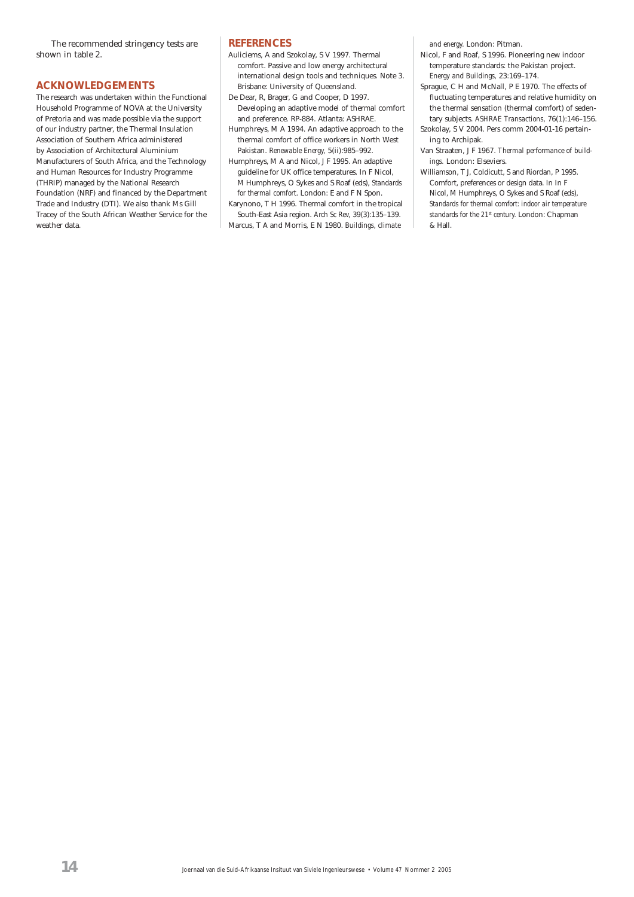The recommended stringency tests are shown in table 2.

## ACKNOWLEDGEMENTS

The research was undertaken within the Functional Household Programme of NOVA at the University of Pretoria and was made possible via the support of our industry partner, the Thermal Insulation Association of Southern Africa administered by Association of Architectural Aluminium Manufacturers of South Africa, and the Technology and Human Resources for Industry Programme (THRIP) managed by the National Research Foundation (NRF) and financed by the Department Trade and Industry (DTI). We also thank Ms Gill Tracey of the South African Weather Service for the weather data.

## REFERENCES

Auliciems, A and Szokolay, S V 1997. Thermal comfort. Passive and low energy architectural international design tools and techniques. Note 3. Brisbane: University of Queensland.

De Dear, R, Brager, G and Cooper, D 1997. Developing an adaptive model of thermal comfort and preference. RP-884. Atlanta: ASHRAE.

Humphreys, M A 1994. An adaptive approach to the thermal comfort of office workers in North West Pakistan. *Renewable Energy*, 5(ii):985–992.

Humphreys, M A and Nicol, J F 1995. An adaptive guideline for UK office temperatures. In F Nicol, M Humphreys, O Sykes and S Roaf (eds), *Standards for thermal comfort*. London: E and F N Spon.

Karynono, T H 1996. Thermal comfort in the tropical South-East Asia region. *Arch Sc Rev*, 39(3):135–139.

Marcus, T A and Morris, E N 1980. *Buildings, climate and energy*. London: Pitman.

Nicol, F and Roaf, S 1996. Pioneering new indoor temperature standards: the Pakistan project. *Energy and Buildings*, 23:169–174.

Sprague, C H and McNall, P E 1970. The effects of fluctuating temperatures and relative humidity on the thermal sensation (thermal comfort) of sedentary subjects. *ASHRAE Transactions*, 76(1):146–156.

Szokolay, S V 2004. Pers comm 2004-01-16 pertaining to Archipak.

Van Straaten, J F 1967. *Thermal performance of buildings*. London: Elseviers.

Williamson, T J, Coldicutt, S and Riordan, P 1995. Comfort, preferences or design data. In In F Nicol, M Humphreys, O Sykes and S Roaf (eds), *Standards for thermal comfort: indoor air temperature standards for the 21st century*. London: Chapman & Hall.